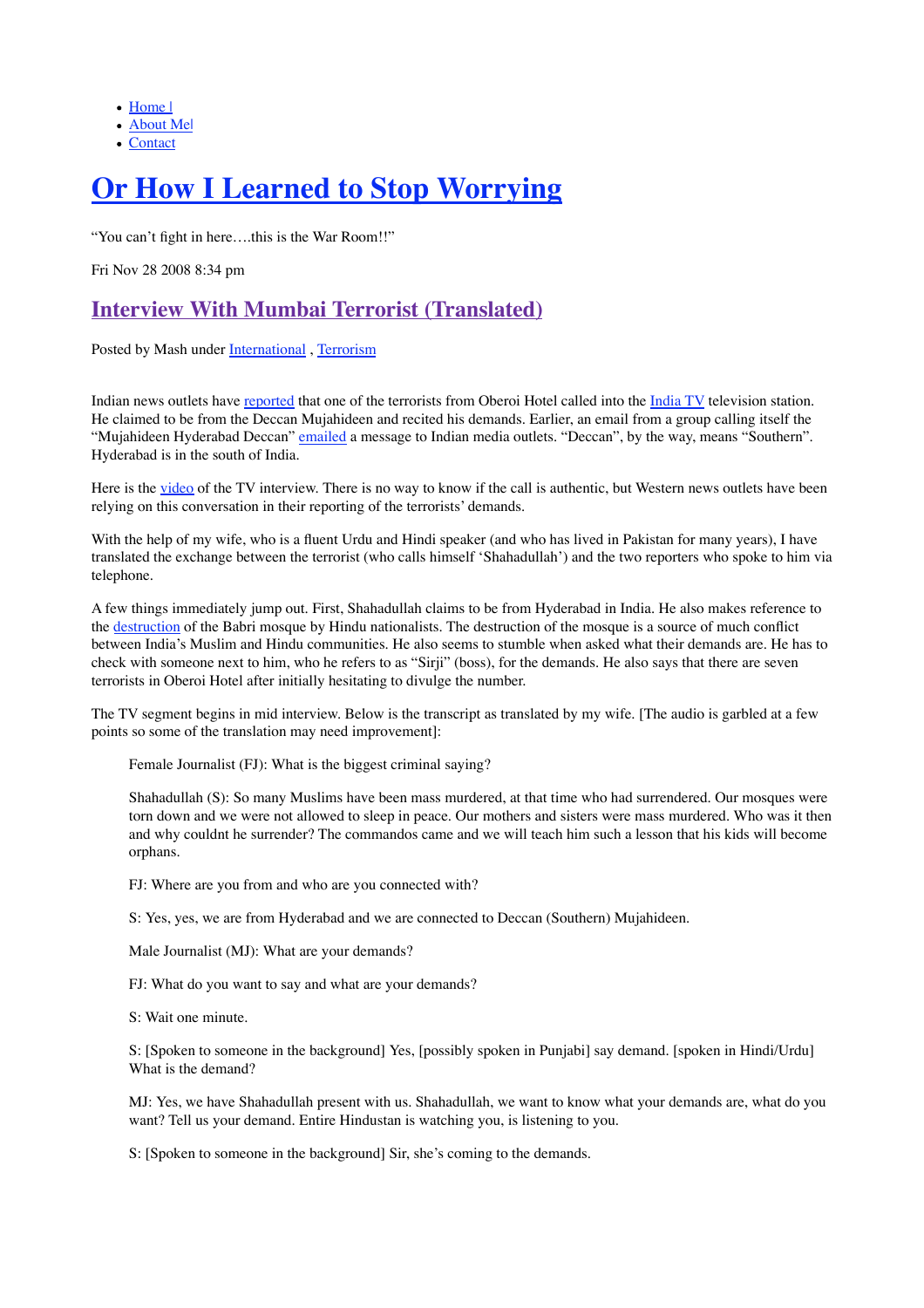- Home |
- About Me|
- Contact

# Or How I Learned to Stop Worrying

"You can't fight in here….this is the War Room!!"

Fri Nov 28 2008 8:34 pm

## Interview With Mumbai Terrorist (Translated)

Posted by Mash under International , Terrorism

Indian news outlets have reported that one of the terrorists from Oberoi Hotel called into the India TV television station. He claimed to be from the Deccan Mujahideen and recited his demands. Earlier, an email from a group calling itself the "Mujahideen Hyderabad Deccan" emailed a message to Indian media outlets. "Deccan", by the way, means "Southern". Hyderabad is in the south of India.

Here is the video of the TV interview. There is no way to know if the call is authentic, but Western news outlets have been relying on this conversation in their reporting of the terrorists' demands.

With the help of my wife, who is a fluent Urdu and Hindi speaker (and who has lived in Pakistan for many years), I have translated the exchange between the terrorist (who calls himself 'Shahadullah') and the two reporters who spoke to him via telephone.

A few things immediately jump out. First, Shahadullah claims to be from Hyderabad in India. He also makes reference to the destruction of the Babri mosque by Hindu nationalists. The destruction of the mosque is a source of much conflict between India's Muslim and Hindu communities. He also seems to stumble when asked what their demands are. He has to check with someone next to him, who he refers to as "Sirji" (boss), for the demands. He also says that there are seven terrorists in Oberoi Hotel after initially hesitating to divulge the number.

The TV segment begins in mid interview. Below is the transcript as translated by my wife. [The audio is garbled at a few points so some of the translation may need improvement]:

> Female Journalist (FJ): What is the biggest criminal saying?
>
> Shahadullah (S): So many Muslims have been mass murdered, at that time who had surrendered. Our mosques were torn down and we were not allowed to sleep in peace. Our mothers and sisters were mass murdered. Who was it then and why couldnt he surrender? The commandos came and we will teach him such a lesson that his kids will become orphans.
>
> FJ: Where are you from and who are you connected with?
>
> S: Yes, yes, we are from Hyderabad and we are connected to Deccan (Southern) Mujahideen.
>
> Male Journalist (MJ): What are your demands?
>
> FJ: What do you want to say and what are your demands?
>
> S: Wait one minute.
>
> S: [Spoken to someone in the background] Yes, [possibly spoken in Punjabi] say demand. [spoken in Hindi/Urdu] What is the demand?
>
> MJ: Yes, we have Shahadullah present with us. Shahadullah, we want to know what your demands are, what do you want? Tell us your demand. Entire Hindustan is watching you, is listening to you.
>
> S: [Spoken to someone in the background] Sir, she's coming to the demands.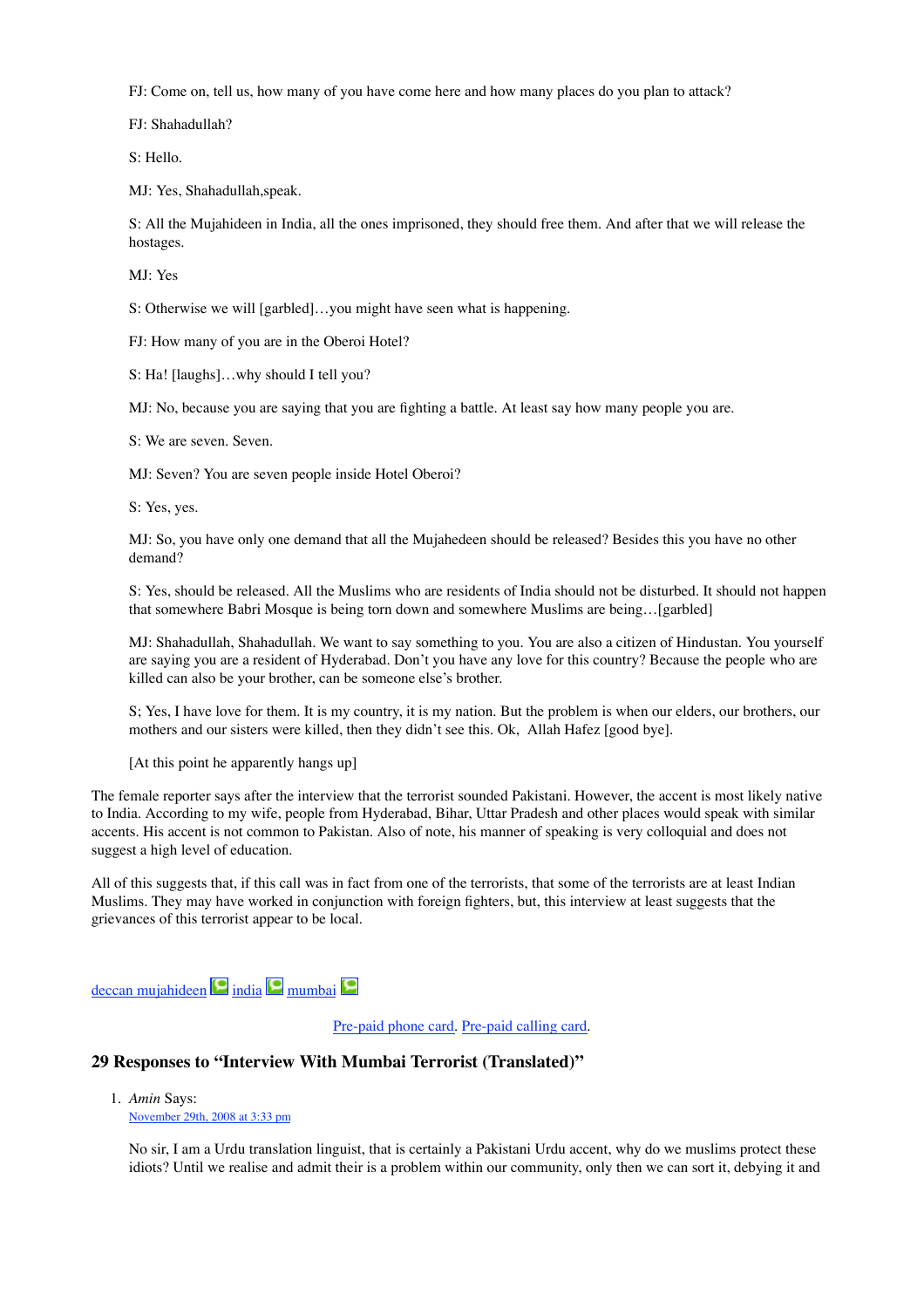FJ: Come on, tell us, how many of you have come here and how many places do you plan to attack?

FJ: Shahadullah?

S: Hello.

MJ: Yes, Shahadullah,speak.

S: All the Mujahideen in India, all the ones imprisoned, they should free them. And after that we will release the hostages.

MJ: Yes

S: Otherwise we will [garbled]…you might have seen what is happening.

FJ: How many of you are in the Oberoi Hotel?

S: Ha! [laughs]…why should I tell you?

MJ: No, because you are saying that you are fighting a battle. At least say how many people you are.

S: We are seven. Seven.

MJ: Seven? You are seven people inside Hotel Oberoi?

S: Yes, yes.

MJ: So, you have only one demand that all the Mujahedeen should be released? Besides this you have no other demand?

S: Yes, should be released. All the Muslims who are residents of India should not be disturbed. It should not happen that somewhere Babri Mosque is being torn down and somewhere Muslims are being…[garbled]

MJ: Shahadullah, Shahadullah. We want to say something to you. You are also a citizen of Hindustan. You yourself are saying you are a resident of Hyderabad. Don't you have any love for this country? Because the people who are killed can also be your brother, can be someone else's brother.

S; Yes, I have love for them. It is my country, it is my nation. But the problem is when our elders, our brothers, our mothers and our sisters were killed, then they didn't see this. Ok, Allah Hafez [good bye].

[At this point he apparently hangs up]

The female reporter says after the interview that the terrorist sounded Pakistani. However, the accent is most likely native to India. According to my wife, people from Hyderabad, Bihar, Uttar Pradesh and other places would speak with similar accents. His accent is not common to Pakistan. Also of note, his manner of speaking is very colloquial and does not suggest a high level of education.

All of this suggests that, if this call was in fact from one of the terrorists, that some of the terrorists are at least Indian Muslims. They may have worked in conjunction with foreign fighters, but, this interview at least suggests that the grievances of this terrorist appear to be local.

deccan mujahideen india mumbai

Pre-paid phone card. Pre-paid calling card.

## 29 Responses to "Interview With Mumbai Terrorist (Translated)"

1. *Amin* Says:
   November 29th, 2008 at 3:33 pm

   No sir, I am a Urdu translation linguist, that is certainly a Pakistani Urdu accent, why do we muslims protect these idiots? Until we realise and admit their is a problem within our community, only then we can sort it, debying it and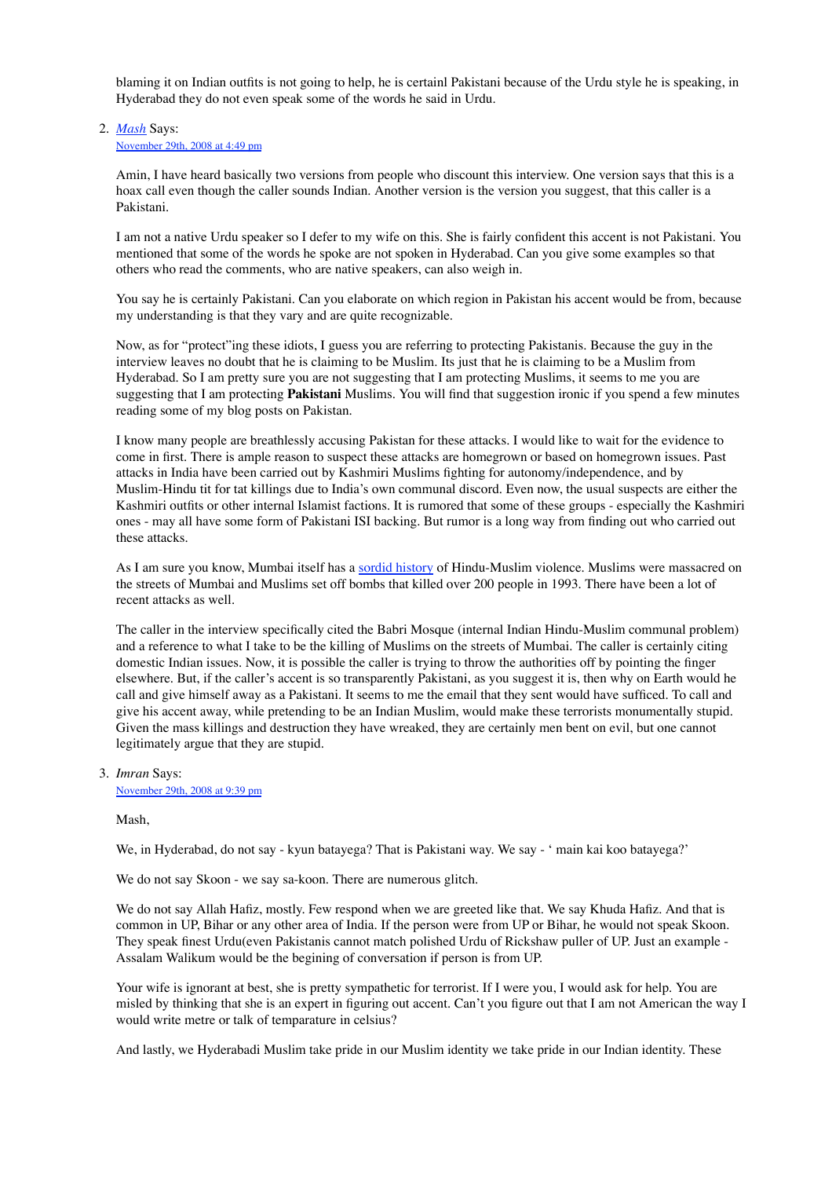blaming it on Indian outfits is not going to help, he is certainl Pakistani because of the Urdu style he is speaking, in Hyderabad they do not even speak some of the words he said in Urdu.

2. [Mash](#) Says:
   [November 29th, 2008 at 4:49 pm](#)

   Amin, I have heard basically two versions from people who discount this interview. One version says that this is a hoax call even though the caller sounds Indian. Another version is the version you suggest, that this caller is a Pakistani.

   I am not a native Urdu speaker so I defer to my wife on this. She is fairly confident this accent is not Pakistani. You mentioned that some of the words he spoke are not spoken in Hyderabad. Can you give some examples so that others who read the comments, who are native speakers, can also weigh in.

   You say he is certainly Pakistani. Can you elaborate on which region in Pakistan his accent would be from, because my understanding is that they vary and are quite recognizable.

   Now, as for "protect"ing these idiots, I guess you are referring to protecting Pakistanis. Because the guy in the interview leaves no doubt that he is claiming to be Muslim. Its just that he is claiming to be a Muslim from Hyderabad. So I am pretty sure you are not suggesting that I am protecting Muslims, it seems to me you are suggesting that I am protecting **Pakistani** Muslims. You will find that suggestion ironic if you spend a few minutes reading some of my blog posts on Pakistan.

   I know many people are breathlessly accusing Pakistan for these attacks. I would like to wait for the evidence to come in first. There is ample reason to suspect these attacks are homegrown or based on homegrown issues. Past attacks in India have been carried out by Kashmiri Muslims fighting for autonomy/independence, and by Muslim-Hindu tit for tat killings due to India's own communal discord. Even now, the usual suspects are either the Kashmiri outfits or other internal Islamist factions. It is rumored that some of these groups - especially the Kashmiri ones - may all have some form of Pakistani ISI backing. But rumor is a long way from finding out who carried out these attacks.

   As I am sure you know, Mumbai itself has a [sordid history](#) of Hindu-Muslim violence. Muslims were massacred on the streets of Mumbai and Muslims set off bombs that killed over 200 people in 1993. There have been a lot of recent attacks as well.

   The caller in the interview specifically cited the Babri Mosque (internal Indian Hindu-Muslim communal problem) and a reference to what I take to be the killing of Muslims on the streets of Mumbai. The caller is certainly citing domestic Indian issues. Now, it is possible the caller is trying to throw the authorities off by pointing the finger elsewhere. But, if the caller's accent is so transparently Pakistani, as you suggest it is, then why on Earth would he call and give himself away as a Pakistani. It seems to me the email that they sent would have sufficed. To call and give his accent away, while pretending to be an Indian Muslim, would make these terrorists monumentally stupid. Given the mass killings and destruction they have wreaked, they are certainly men bent on evil, but one cannot legitimately argue that they are stupid.

3. *Imran* Says:
   [November 29th, 2008 at 9:39 pm](#)

   Mash,

   We, in Hyderabad, do not say - kyun batayega? That is Pakistani way. We say - ' main kai koo batayega?'

   We do not say Skoon - we say sa-koon. There are numerous glitch.

   We do not say Allah Hafiz, mostly. Few respond when we are greeted like that. We say Khuda Hafiz. And that is common in UP, Bihar or any other area of India. If the person were from UP or Bihar, he would not speak Skoon. They speak finest Urdu(even Pakistanis cannot match polished Urdu of Rickshaw puller of UP. Just an example - Assalam Walikum would be the begining of conversation if person is from UP.

   Your wife is ignorant at best, she is pretty sympathetic for terrorist. If I were you, I would ask for help. You are misled by thinking that she is an expert in figuring out accent. Can't you figure out that I am not American the way I would write metre or talk of temparature in celsius?

   And lastly, we Hyderabadi Muslim take pride in our Muslim identity we take pride in our Indian identity. These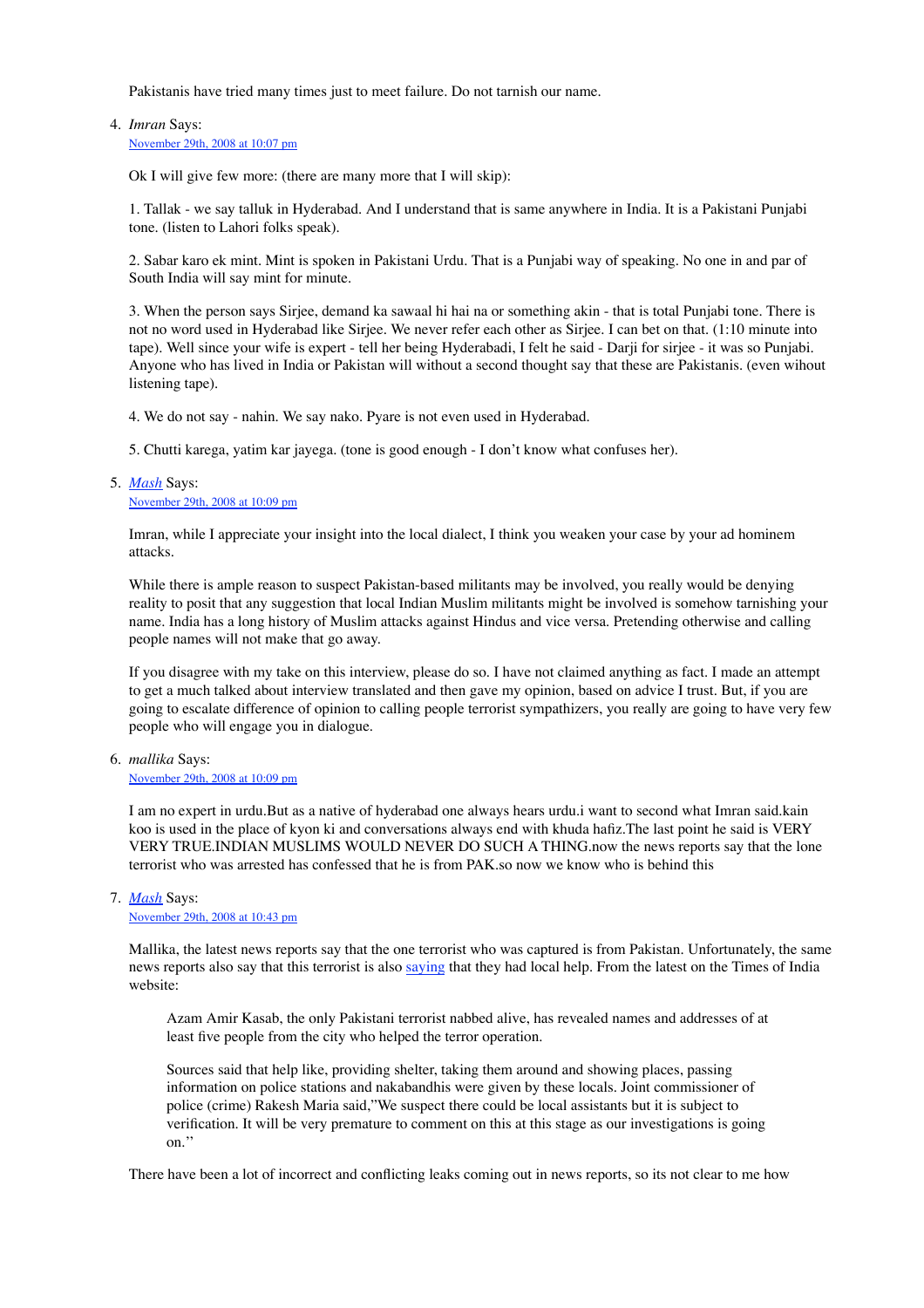Pakistanis have tried many times just to meet failure. Do not tarnish our name.

4. *Imran* Says:
   [November 29th, 2008 at 10:07 pm]()

   Ok I will give few more: (there are many more that I will skip):

   1. Tallak - we say talluk in Hyderabad. And I understand that is same anywhere in India. It is a Pakistani Punjabi tone. (listen to Lahori folks speak).

   2. Sabar karo ek mint. Mint is spoken in Pakistani Urdu. That is a Punjabi way of speaking. No one in and par of South India will say mint for minute.

   3. When the person says Sirjee, demand ka sawaal hi hai na or something akin - that is total Punjabi tone. There is not no word used in Hyderabad like Sirjee. We never refer each other as Sirjee. I can bet on that. (1:10 minute into tape). Well since your wife is expert - tell her being Hyderabadi, I felt he said - Darji for sirjee - it was so Punjabi. Anyone who has lived in India or Pakistan will without a second thought say that these are Pakistanis. (even wihout listening tape).

   4. We do not say - nahin. We say nako. Pyare is not even used in Hyderabad.

   5. Chutti karega, yatim kar jayega. (tone is good enough - I don't know what confuses her).

5. *[Mash]()* Says:
   [November 29th, 2008 at 10:09 pm]()

   Imran, while I appreciate your insight into the local dialect, I think you weaken your case by your ad hominem attacks.

   While there is ample reason to suspect Pakistan-based militants may be involved, you really would be denying reality to posit that any suggestion that local Indian Muslim militants might be involved is somehow tarnishing your name. India has a long history of Muslim attacks against Hindus and vice versa. Pretending otherwise and calling people names will not make that go away.

   If you disagree with my take on this interview, please do so. I have not claimed anything as fact. I made an attempt to get a much talked about interview translated and then gave my opinion, based on advice I trust. But, if you are going to escalate difference of opinion to calling people terrorist sympathizers, you really are going to have very few people who will engage you in dialogue.

6. *mallika* Says:
   [November 29th, 2008 at 10:09 pm]()

   I am no expert in urdu.But as a native of hyderabad one always hears urdu.i want to second what Imran said.kain koo is used in the place of kyon ki and conversations always end with khuda hafiz.The last point he said is VERY VERY TRUE.INDIAN MUSLIMS WOULD NEVER DO SUCH A THING.now the news reports say that the lone terrorist who was arrested has confessed that he is from PAK.so now we know who is behind this

7. *[Mash]()* Says:
   [November 29th, 2008 at 10:43 pm]()

   Mallika, the latest news reports say that the one terrorist who was captured is from Pakistan. Unfortunately, the same news reports also say that this terrorist is also [saying]() that they had local help. From the latest on the Times of India website:

   > Azam Amir Kasab, the only Pakistani terrorist nabbed alive, has revealed names and addresses of at least five people from the city who helped the terror operation.
   >
   > Sources said that help like, providing shelter, taking them around and showing places, passing information on police stations and nakabandhis were given by these locals. Joint commissioner of police (crime) Rakesh Maria said,"We suspect there could be local assistants but it is subject to verification. It will be very premature to comment on this at this stage as our investigations is going on."

   There have been a lot of incorrect and conflicting leaks coming out in news reports, so its not clear to me how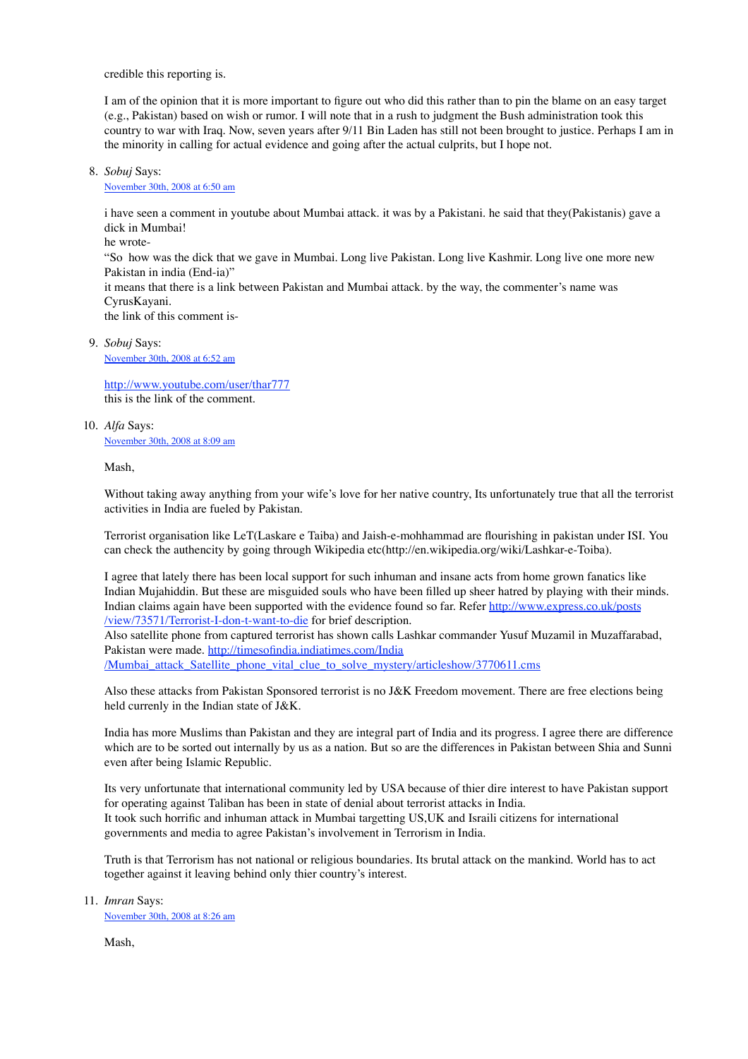credible this reporting is.

I am of the opinion that it is more important to figure out who did this rather than to pin the blame on an easy target (e.g., Pakistan) based on wish or rumor. I will note that in a rush to judgment the Bush administration took this country to war with Iraq. Now, seven years after 9/11 Bin Laden has still not been brought to justice. Perhaps I am in the minority in calling for actual evidence and going after the actual culprits, but I hope not.

8. *Sobuj* Says:
   [November 30th, 2008 at 6:50 am]

   i have seen a comment in youtube about Mumbai attack. it was by a Pakistani. he said that they(Pakistanis) gave a dick in Mumbai!
   he wrote-
   "So how was the dick that we gave in Mumbai. Long live Pakistan. Long live Kashmir. Long live one more new Pakistan in india (End-ia)"
   it means that there is a link between Pakistan and Mumbai attack. by the way, the commenter's name was CyrusKayani.
   the link of this comment is-

9. *Sobuj* Says:
   [November 30th, 2008 at 6:52 am]

   [http://www.youtube.com/user/thar777](http://www.youtube.com/user/thar777)
   this is the link of the comment.

10. *Alfa* Says:
    [November 30th, 2008 at 8:09 am]

    Mash,

    Without taking away anything from your wife's love for her native country, Its unfortunately true that all the terrorist activities in India are fueled by Pakistan.

    Terrorist organisation like LeT(Laskare e Taiba) and Jaish-e-mohhammad are flourishing in pakistan under ISI. You can check the authencity by going through Wikipedia etc(http://en.wikipedia.org/wiki/Lashkar-e-Toiba).

    I agree that lately there has been local support for such inhuman and insane acts from home grown fanatics like Indian Mujahiddin. But these are misguided souls who have been filled up sheer hatred by playing with their minds. Indian claims again have been supported with the evidence found so far. Refer [http://www.express.co.uk/posts/view/73571/Terrorist-I-don-t-want-to-die](http://www.express.co.uk/posts/view/73571/Terrorist-I-don-t-want-to-die) for brief description.
    Also satellite phone from captured terrorist has shown calls Lashkar commander Yusuf Muzamil in Muzaffarabad, Pakistan were made. [http://timesofindia.indiatimes.com/India/Mumbai_attack_Satellite_phone_vital_clue_to_solve_mystery/articleshow/3770611.cms](http://timesofindia.indiatimes.com/India/Mumbai_attack_Satellite_phone_vital_clue_to_solve_mystery/articleshow/3770611.cms)

    Also these attacks from Pakistan Sponsored terrorist is no J&K Freedom movement. There are free elections being held currently in the Indian state of J&K.

    India has more Muslims than Pakistan and they are integral part of India and its progress. I agree there are difference which are to be sorted out internally by us as a nation. But so are the differences in Pakistan between Shia and Sunni even after being Islamic Republic.

    Its very unfortunate that international community led by USA because of thier dire interest to have Pakistan support for operating against Taliban has been in state of denial about terrorist attacks in India.
    It took such horrific and inhuman attack in Mumbai targetting US,UK and Israili citizens for international governments and media to agree Pakistan's involvement in Terrorism in India.

    Truth is that Terrorism has not national or religious boundaries. Its brutal attack on the mankind. World has to act together against it leaving behind only thier country's interest.

11. *Imran* Says:
    [November 30th, 2008 at 8:26 am]

    Mash,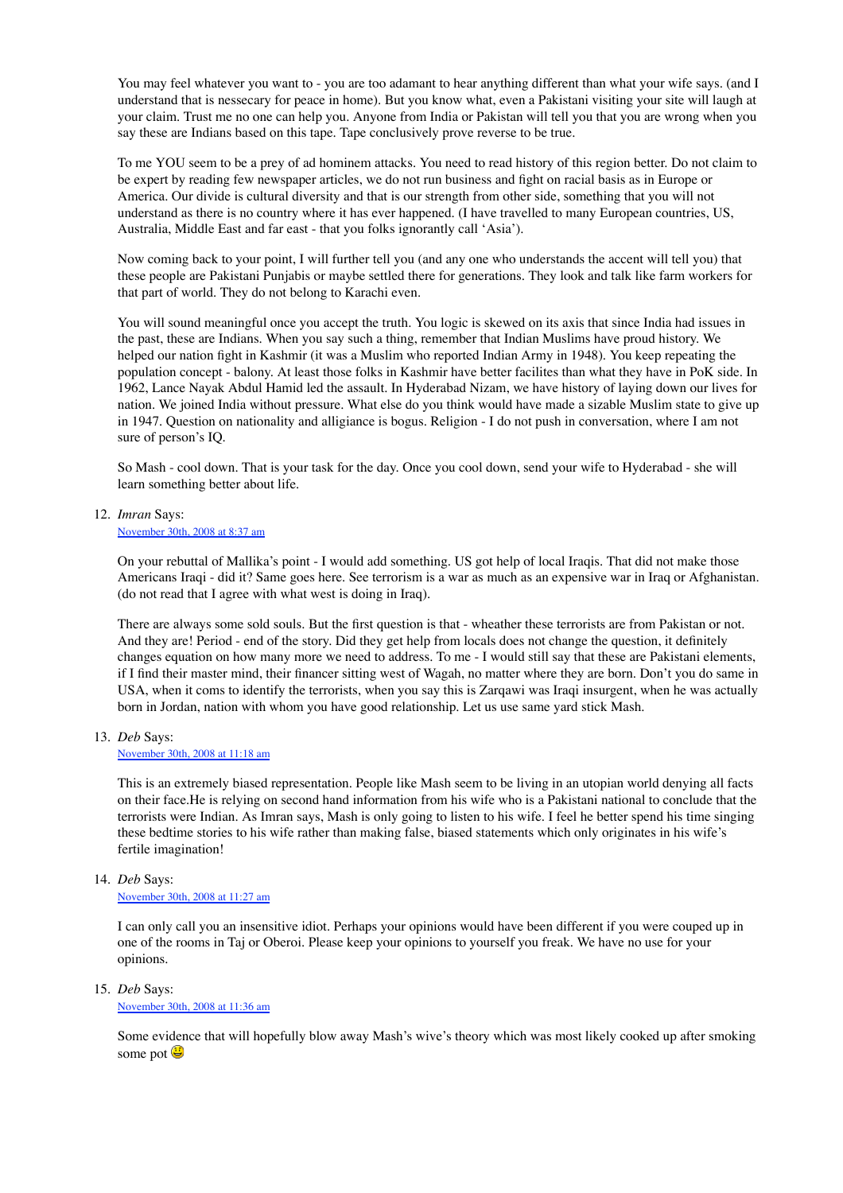You may feel whatever you want to - you are too adamant to hear anything different than what your wife says. (and I understand that is nessecary for peace in home). But you know what, even a Pakistani visiting your site will laugh at your claim. Trust me no one can help you. Anyone from India or Pakistan will tell you that you are wrong when you say these are Indians based on this tape. Tape conclusively prove reverse to be true.

To me YOU seem to be a prey of ad hominem attacks. You need to read history of this region better. Do not claim to be expert by reading few newspaper articles, we do not run business and fight on racial basis as in Europe or America. Our divide is cultural diversity and that is our strength from other side, something that you will not understand as there is no country where it has ever happened. (I have travelled to many European countries, US, Australia, Middle East and far east - that you folks ignorantly call 'Asia').

Now coming back to your point, I will further tell you (and any one who understands the accent will tell you) that these people are Pakistani Punjabis or maybe settled there for generations. They look and talk like farm workers for that part of world. They do not belong to Karachi even.

You will sound meaningful once you accept the truth. You logic is skewed on its axis that since India had issues in the past, these are Indians. When you say such a thing, remember that Indian Muslims have proud history. We helped our nation fight in Kashmir (it was a Muslim who reported Indian Army in 1948). You keep repeating the population concept - balony. At least those folks in Kashmir have better facilites than what they have in PoK side. In 1962, Lance Nayak Abdul Hamid led the assault. In Hyderabad Nizam, we have history of laying down our lives for nation. We joined India without pressure. What else do you think would have made a sizable Muslim state to give up in 1947. Question on nationality and alligiance is bogus. Religion - I do not push in conversation, where I am not sure of person's IQ.

So Mash - cool down. That is your task for the day. Once you cool down, send your wife to Hyderabad - she will learn something better about life.

12. *Imran* Says:
    [November 30th, 2008 at 8:37 am]

    On your rebuttal of Mallika's point - I would add something. US got help of local Iraqis. That did not make those Americans Iraqi - did it? Same goes here. See terrorism is a war as much as an expensive war in Iraq or Afghanistan. (do not read that I agree with what west is doing in Iraq).

    There are always some sold souls. But the first question is that - wheather these terrorists are from Pakistan or not. And they are! Period - end of the story. Did they get help from locals does not change the question, it definitely changes equation on how many more we need to address. To me - I would still say that these are Pakistani elements, if I find their master mind, their financer sitting west of Wagah, no matter where they are born. Don't you do same in USA, when it coms to identify the terrorists, when you say this is Zarqawi was Iraqi insurgent, when he was actually born in Jordan, nation with whom you have good relationship. Let us use same yard stick Mash.

13. *Deb* Says:
    [November 30th, 2008 at 11:18 am]

    This is an extremely biased representation. People like Mash seem to be living in an utopian world denying all facts on their face.He is relying on second hand information from his wife who is a Pakistani national to conclude that the terrorists were Indian. As Imran says, Mash is only going to listen to his wife. I feel he better spend his time singing these bedtime stories to his wife rather than making false, biased statements which only originates in his wife's fertile imagination!

14. *Deb* Says:
    [November 30th, 2008 at 11:27 am]

    I can only call you an insensitive idiot. Perhaps your opinions would have been different if you were couped up in one of the rooms in Taj or Oberoi. Please keep your opinions to yourself you freak. We have no use for your opinions.

15. *Deb* Says:
    [November 30th, 2008 at 11:36 am]

    Some evidence that will hopefully blow away Mash's wive's theory which was most likely cooked up after smoking some pot 😃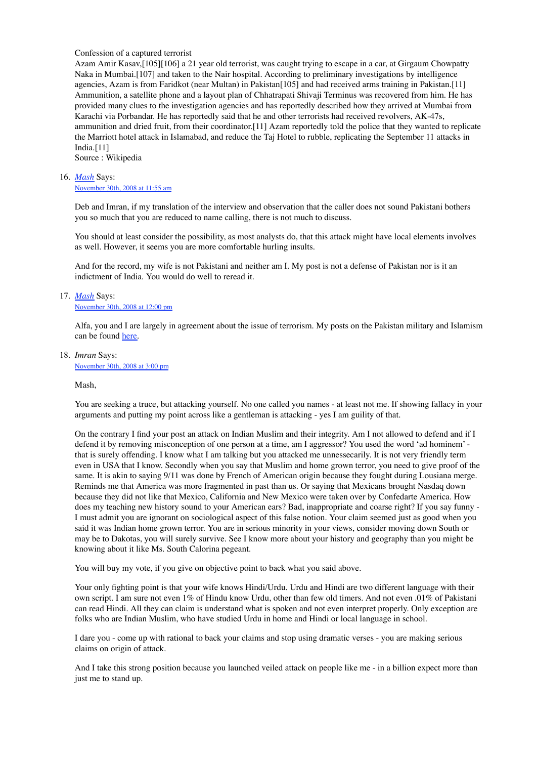Confession of a captured terrorist
Azam Amir Kasav,[105][106] a 21 year old terrorist, was caught trying to escape in a car, at Girgaum Chowpatty Naka in Mumbai.[107] and taken to the Nair hospital. According to preliminary investigations by intelligence agencies, Azam is from Faridkot (near Multan) in Pakistan[105] and had received arms training in Pakistan.[11] Ammunition, a satellite phone and a layout plan of Chhatrapati Shivaji Terminus was recovered from him. He has provided many clues to the investigation agencies and has reportedly described how they arrived at Mumbai from Karachi via Porbandar. He has reportedly said that he and other terrorists had received revolvers, AK-47s, ammunition and dried fruit, from their coordinator.[11] Azam reportedly told the police that they wanted to replicate the Marriott hotel attack in Islamabad, and reduce the Taj Hotel to rubble, replicating the September 11 attacks in India.[11]
Source : Wikipedia

16. *Mash* Says:
November 30th, 2008 at 11:55 am

    Deb and Imran, if my translation of the interview and observation that the caller does not sound Pakistani bothers you so much that you are reduced to name calling, there is not much to discuss.

    You should at least consider the possibility, as most analysts do, that this attack might have local elements involves as well. However, it seems you are more comfortable hurling insults.

    And for the record, my wife is not Pakistani and neither am I. My post is not a defense of Pakistan nor is it an indictment of India. You would do well to reread it.

17. *Mash* Says:
November 30th, 2008 at 12:00 pm

    Alfa, you and I are largely in agreement about the issue of terrorism. My posts on the Pakistan military and Islamism can be found here.

18. *Imran* Says:
November 30th, 2008 at 3:00 pm

    Mash,

    You are seeking a truce, but attacking yourself. No one called you names - at least not me. If showing fallacy in your arguments and putting my point across like a gentleman is attacking - yes I am guility of that.

    On the contrary I find your post an attack on Indian Muslim and their integrity. Am I not allowed to defend and if I defend it by removing misconception of one person at a time, am I aggressor? You used the word 'ad hominem' - that is surely offending. I know what I am talking but you attacked me unnessecarily. It is not very friendly term even in USA that I know. Secondly when you say that Muslim and home grown terror, you need to give proof of the same. It is akin to saying 9/11 was done by French of American origin because they fought during Lousiana merge. Reminds me that America was more fragmented in past than us. Or saying that Mexicans brought Nasdaq down because they did not like that Mexico, California and New Mexico were taken over by Confedarte America. How does my teaching new history sound to your American ears? Bad, inappropriate and coarse right? If you say funny - I must admit you are ignorant on sociological aspect of this false notion. Your claim seemed just as good when you said it was Indian home grown terror. You are in serious minority in your views, consider moving down South or may be to Dakotas, you will surely survive. See I know more about your history and geography than you might be knowing about it like Ms. South Calorina pegeant.

    You will buy my vote, if you give on objective point to back what you said above.

    Your only fighting point is that your wife knows Hindi/Urdu. Urdu and Hindi are two different language with their own script. I am sure not even 1% of Hindu know Urdu, other than few old timers. And not even .01% of Pakistani can read Hindi. All they can claim is understand what is spoken and not even interpret properly. Only exception are folks who are Indian Muslim, who have studied Urdu in home and Hindi or local language in school.

    I dare you - come up with rational to back your claims and stop using dramatic verses - you are making serious claims on origin of attack.

    And I take this strong position because you launched veiled attack on people like me - in a billion expect more than just me to stand up.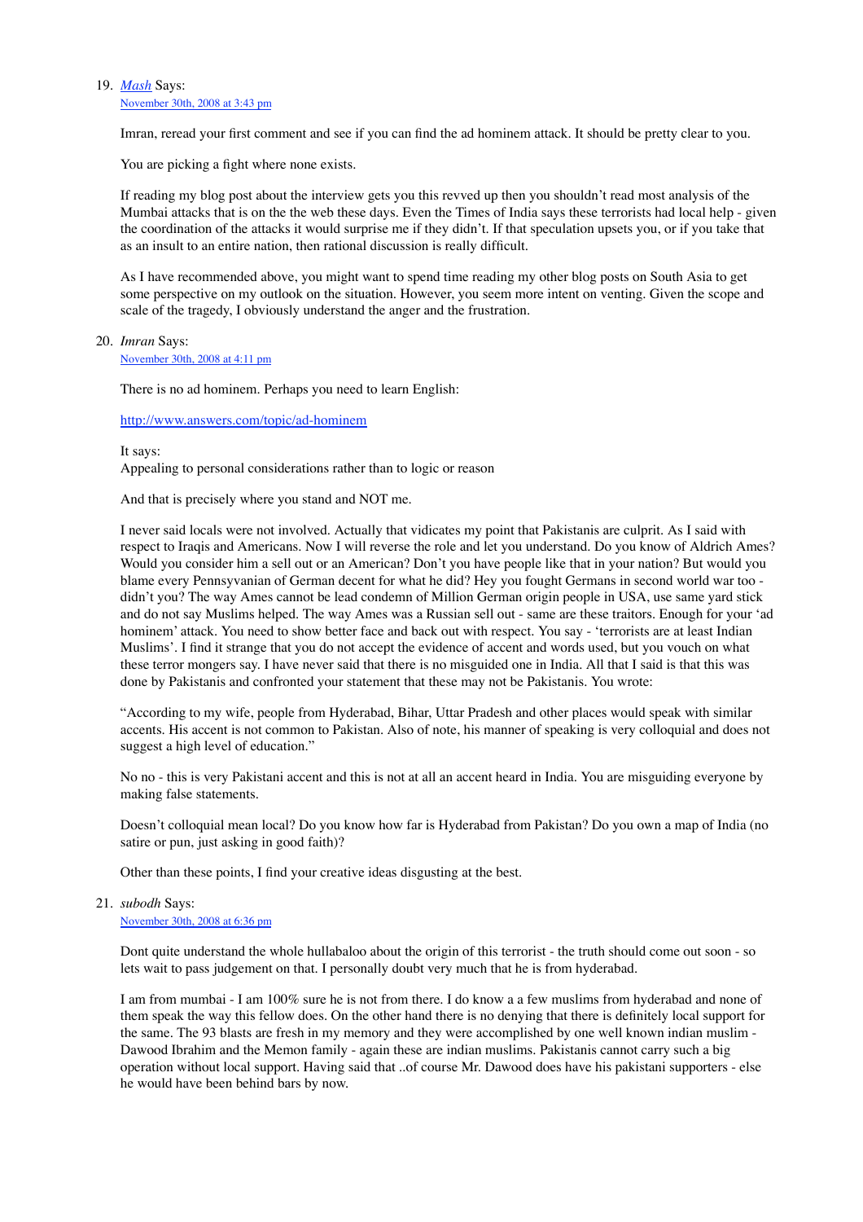19. [*Mash*]() Says:
    [November 30th, 2008 at 3:43 pm]()

    Imran, reread your first comment and see if you can find the ad hominem attack. It should be pretty clear to you.

    You are picking a fight where none exists.

    If reading my blog post about the interview gets you this revved up then you shouldn't read most analysis of the Mumbai attacks that is on the the web these days. Even the Times of India says these terrorists had local help - given the coordination of the attacks it would surprise me if they didn't. If that speculation upsets you, or if you take that as an insult to an entire nation, then rational discussion is really difficult.

    As I have recommended above, you might want to spend time reading my other blog posts on South Asia to get some perspective on my outlook on the situation. However, you seem more intent on venting. Given the scope and scale of the tragedy, I obviously understand the anger and the frustration.

20. *Imran* Says:
    [November 30th, 2008 at 4:11 pm]()

    There is no ad hominem. Perhaps you need to learn English:

    [http://www.answers.com/topic/ad-hominem](http://www.answers.com/topic/ad-hominem)

    It says:
    Appealing to personal considerations rather than to logic or reason

    And that is precisely where you stand and NOT me.

    I never said locals were not involved. Actually that vidicates my point that Pakistanis are culprit. As I said with respect to Iraqis and Americans. Now I will reverse the role and let you understand. Do you know of Aldrich Ames? Would you consider him a sell out or an American? Don't you have people like that in your nation? But would you blame every Pennsyvanian of German decent for what he did? Hey you fought Germans in second world war too - didn't you? The way Ames cannot be lead condemn of Million German origin people in USA, use same yard stick and do not say Muslims helped. The way Ames was a Russian sell out - same are these traitors. Enough for your 'ad hominem' attack. You need to show better face and back out with respect. You say - 'terrorists are at least Indian Muslims'. I find it strange that you do not accept the evidence of accent and words used, but you vouch on what these terror mongers say. I have never said that there is no misguided one in India. All that I said is that this was done by Pakistanis and confronted your statement that these may not be Pakistanis. You wrote:

    "According to my wife, people from Hyderabad, Bihar, Uttar Pradesh and other places would speak with similar accents. His accent is not common to Pakistan. Also of note, his manner of speaking is very colloquial and does not suggest a high level of education."

    No no - this is very Pakistani accent and this is not at all an accent heard in India. You are misguiding everyone by making false statements.

    Doesn't colloquial mean local? Do you know how far is Hyderabad from Pakistan? Do you own a map of India (no satire or pun, just asking in good faith)?

    Other than these points, I find your creative ideas disgusting at the best.

21. *subodh* Says:
    [November 30th, 2008 at 6:36 pm]()

    Dont quite understand the whole hullabaloo about the origin of this terrorist - the truth should come out soon - so lets wait to pass judgement on that. I personally doubt very much that he is from hyderabad.

    I am from mumbai - I am 100% sure he is not from there. I do know a a few muslims from hyderabad and none of them speak the way this fellow does. On the other hand there is no denying that there is definitely local support for the same. The 93 blasts are fresh in my memory and they were accomplished by one well known indian muslim - Dawood Ibrahim and the Memon family - again these are indian muslims. Pakistanis cannot carry such a big operation without local support. Having said that ..of course Mr. Dawood does have his pakistani supporters - else he would have been behind bars by now.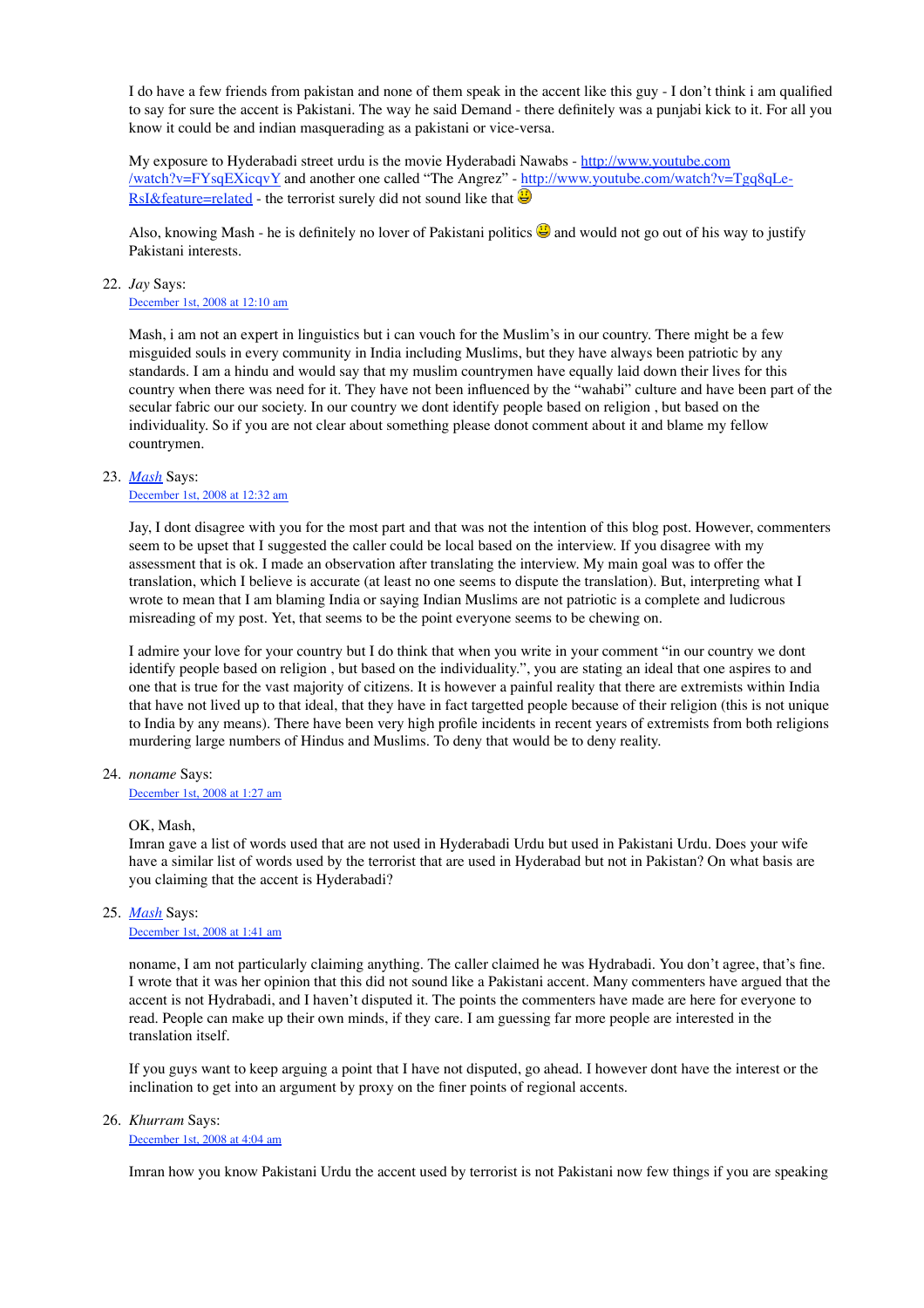I do have a few friends from pakistan and none of them speak in the accent like this guy - I don't think i am qualified to say for sure the accent is Pakistani. The way he said Demand - there definitely was a punjabi kick to it. For all you know it could be and indian masquerading as a pakistani or vice-versa.

My exposure to Hyderabadi street urdu is the movie Hyderabadi Nawabs - [http://www.youtube.com/watch?v=FYsqEXicqvY](http://www.youtube.com/watch?v=FYsqEXicqvY) and another one called "The Angrez" - [http://www.youtube.com/watch?v=Tgq8qLe-RsI&feature=related](http://www.youtube.com/watch?v=Tgq8qLe-RsI&feature=related) - the terrorist surely did not sound like that 😃

Also, knowing Mash - he is definitely no lover of Pakistani politics 😃 and would not go out of his way to justify Pakistani interests.

22. *Jay* Says:
[December 1st, 2008 at 12:10 am]()

Mash, i am not an expert in linguistics but i can vouch for the Muslim's in our country. There might be a few misguided souls in every community in India including Muslims, but they have always been patriotic by any standards. I am a hindu and would say that my muslim countrymen have equally laid down their lives for this country when there was need for it. They have not been influenced by the "wahabi" culture and have been part of the secular fabric our our society. In our country we dont identify people based on religion , but based on the individuality. So if you are not clear about something please donot comment about it and blame my fellow countrymen.

23. *[Mash]()* Says:
[December 1st, 2008 at 12:32 am]()

Jay, I dont disagree with you for the most part and that was not the intention of this blog post. However, commenters seem to be upset that I suggested the caller could be local based on the interview. If you disagree with my assessment that is ok. I made an observation after translating the interview. My main goal was to offer the translation, which I believe is accurate (at least no one seems to dispute the translation). But, interpreting what I wrote to mean that I am blaming India or saying Indian Muslims are not patriotic is a complete and ludicrous misreading of my post. Yet, that seems to be the point everyone seems to be chewing on.

I admire your love for your country but I do think that when you write in your comment "in our country we dont identify people based on religion , but based on the individuality.", you are stating an ideal that one aspires to and one that is true for the vast majority of citizens. It is however a painful reality that there are extremists within India that have not lived up to that ideal, that they have in fact targetted people because of their religion (this is not unique to India by any means). There have been very high profile incidents in recent years of extremists from both religions murdering large numbers of Hindus and Muslims. To deny that would be to deny reality.

24. *noname* Says:
[December 1st, 2008 at 1:27 am]()

OK, Mash,
Imran gave a list of words used that are not used in Hyderabadi Urdu but used in Pakistani Urdu. Does your wife have a similar list of words used by the terrorist that are used in Hyderabad but not in Pakistan? On what basis are you claiming that the accent is Hyderabadi?

25. *[Mash]()* Says:
[December 1st, 2008 at 1:41 am]()

noname, I am not particularly claiming anything. The caller claimed he was Hydrabadi. You don't agree, that's fine. I wrote that it was her opinion that this did not sound like a Pakistani accent. Many commenters have argued that the accent is not Hydrabadi, and I haven't disputed it. The points the commenters have made are here for everyone to read. People can make up their own minds, if they care. I am guessing far more people are interested in the translation itself.

If you guys want to keep arguing a point that I have not disputed, go ahead. I however dont have the interest or the inclination to get into an argument by proxy on the finer points of regional accents.

26. *Khurram* Says:
[December 1st, 2008 at 4:04 am]()

Imran how you know Pakistani Urdu the accent used by terrorist is not Pakistani now few things if you are speaking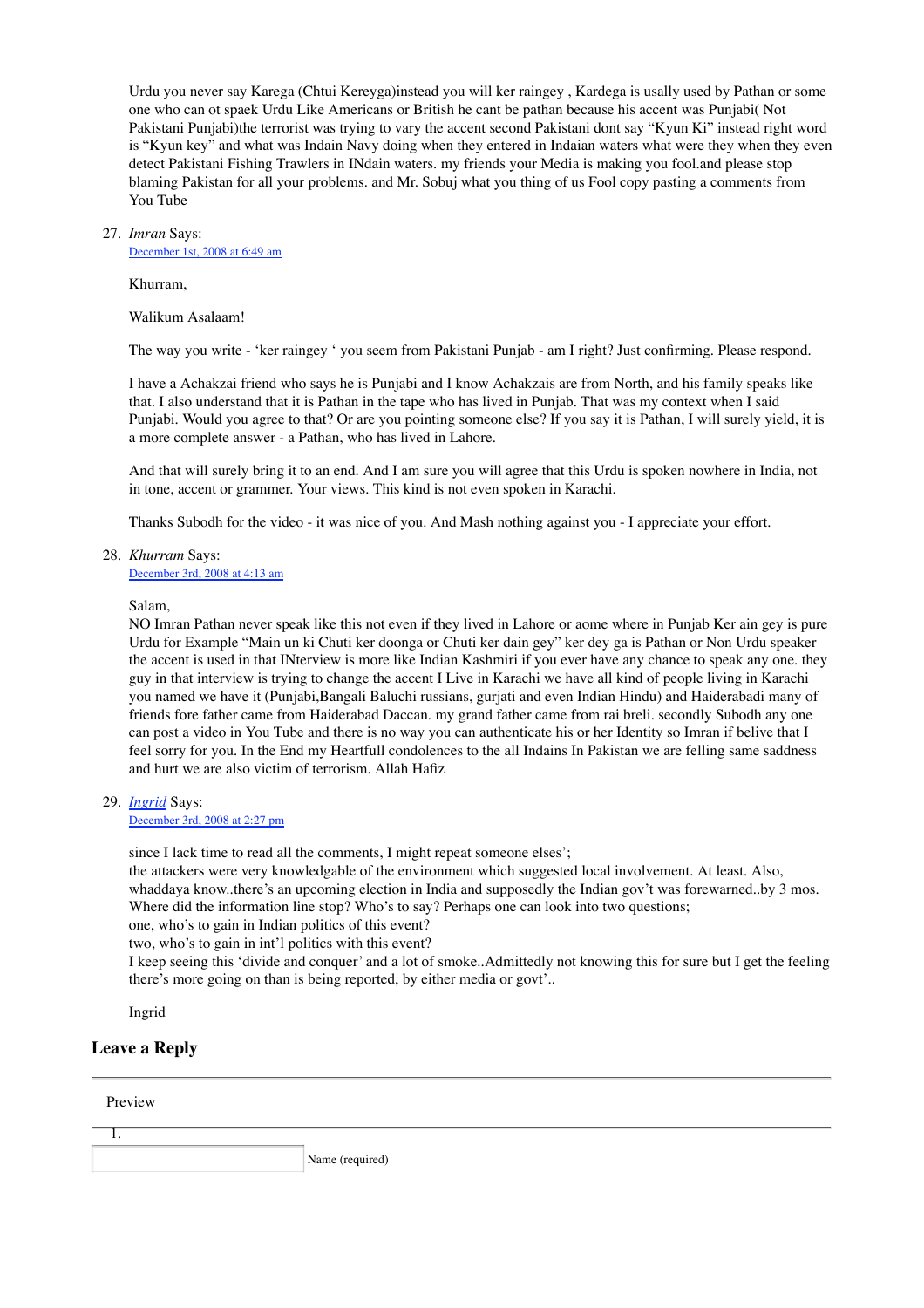Urdu you never say Karega (Chtui Kereyga)instead you will ker raingey , Kardega is usally used by Pathan or some one who can ot spaek Urdu Like Americans or British he cant be pathan because his accent was Punjabi( Not Pakistani Punjabi)the terrorist was trying to vary the accent second Pakistani dont say "Kyun Ki" instead right word is "Kyun key" and what was Indain Navy doing when they entered in Indaian waters what were they when they even detect Pakistani Fishing Trawlers in INdain waters. my friends your Media is making you fool.and please stop blaming Pakistan for all your problems. and Mr. Sobuj what you thing of us Fool copy pasting a comments from You Tube

27. *Imran* Says:
    December 1st, 2008 at 6:49 am

    Khurram,

    Walikum Asalaam!

    The way you write - 'ker raingey ' you seem from Pakistani Punjab - am I right? Just confirming. Please respond.

    I have a Achakzai friend who says he is Punjabi and I know Achakzais are from North, and his family speaks like that. I also understand that it is Pathan in the tape who has lived in Punjab. That was my context when I said Punjabi. Would you agree to that? Or are you pointing someone else? If you say it is Pathan, I will surely yield, it is a more complete answer - a Pathan, who has lived in Lahore.

    And that will surely bring it to an end. And I am sure you will agree that this Urdu is spoken nowhere in India, not in tone, accent or grammer. Your views. This kind is not even spoken in Karachi.

    Thanks Subodh for the video - it was nice of you. And Mash nothing against you - I appreciate your effort.

28. *Khurram* Says:
    December 3rd, 2008 at 4:13 am

    Salam,
    NO Imran Pathan never speak like this not even if they lived in Lahore or aome where in Punjab Ker ain gey is pure Urdu for Example "Main un ki Chuti ker doonga or Chuti ker dain gey" ker dey ga is Pathan or Non Urdu speaker the accent is used in that INterview is more like Indian Kashmiri if you ever have any chance to speak any one. they guy in that interview is trying to change the accent I Live in Karachi we have all kind of people living in Karachi you named we have it (Punjabi,Bangali Baluchi russians, gurjati and even Indian Hindu) and Haiderabadi many of friends fore father came from Haiderabad Daccan. my grand father came from rai breli. secondly Subodh any one can post a video in You Tube and there is no way you can authenticate his or her Identity so Imran if belive that I feel sorry for you. In the End my Heartfull condolences to the all Indains In Pakistan we are felling same saddness and hurt we are also victim of terrorism. Allah Hafiz

29. *Ingrid* Says:
    December 3rd, 2008 at 2:27 pm

    since I lack time to read all the comments, I might repeat someone elses';
    the attackers were very knowledgable of the environment which suggested local involvement. At least. Also, whaddaya know..there's an upcoming election in India and supposedly the Indian gov't was forewarned..by 3 mos. Where did the information line stop? Who's to say? Perhaps one can look into two questions;
    one, who's to gain in Indian politics of this event?
    two, who's to gain in int'l politics with this event?
    I keep seeing this 'divide and conquer' and a lot of smoke..Admittedly not knowing this for sure but I get the feeling there's more going on than is being reported, by either media or govt'..

    Ingrid

## Leave a Reply

Preview

1.

Name (required)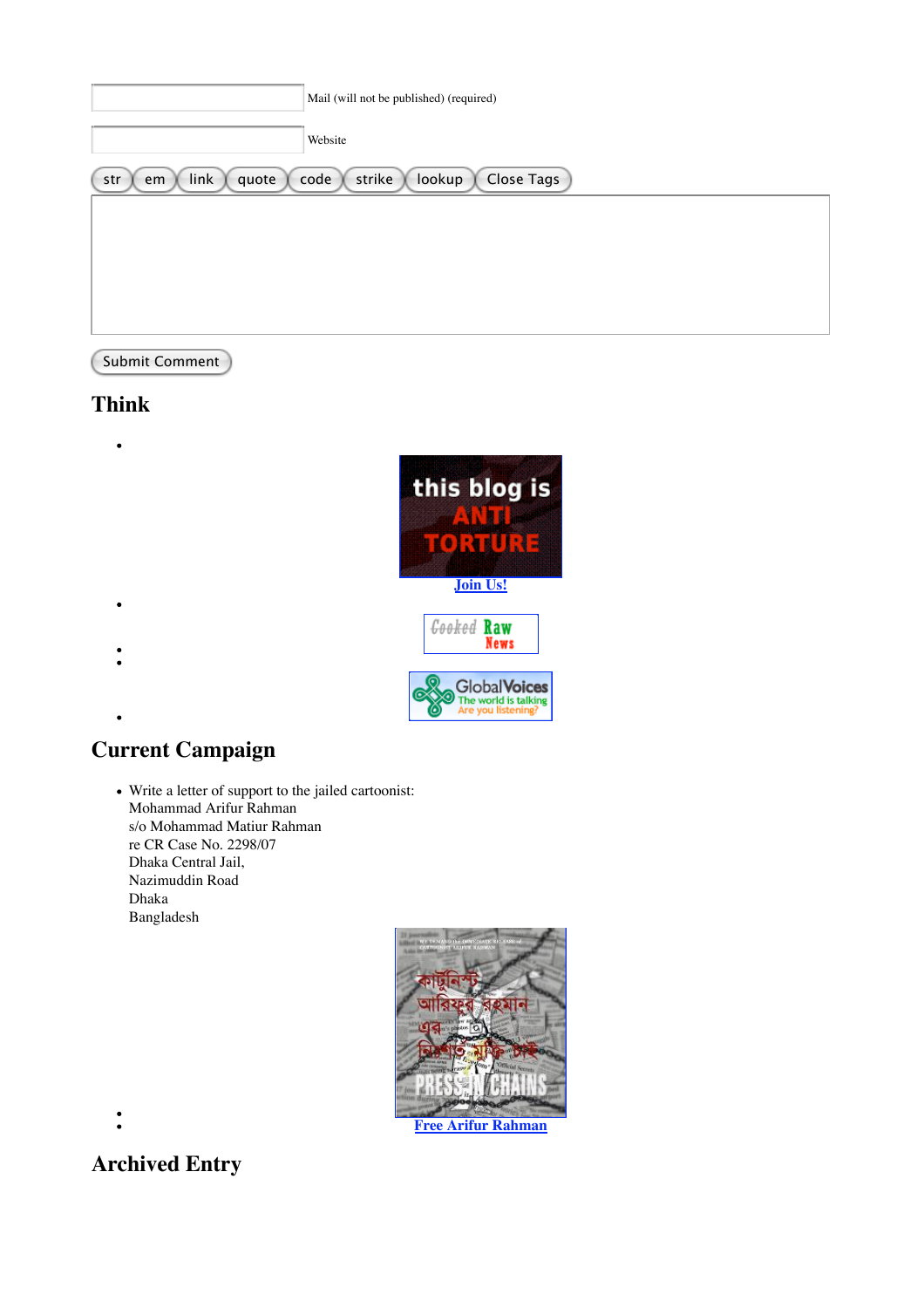Mail (will not be published) (required)

Website

str em link quote code strike lookup Close Tags

Submit Comment

## Think

- Join Us!
- 
- 
- 
- 

## Current Campaign

- Write a letter of support to the jailed cartoonist:  
  Mohammad Arifur Rahman  
  s/o Mohammad Matiur Rahman  
  re CR Case No. 2298/07  
  Dhaka Central Jail,  
  Nazimuddin Road  
  Dhaka  
  Bangladesh
- 
- Free Arifur Rahman

## Archived Entry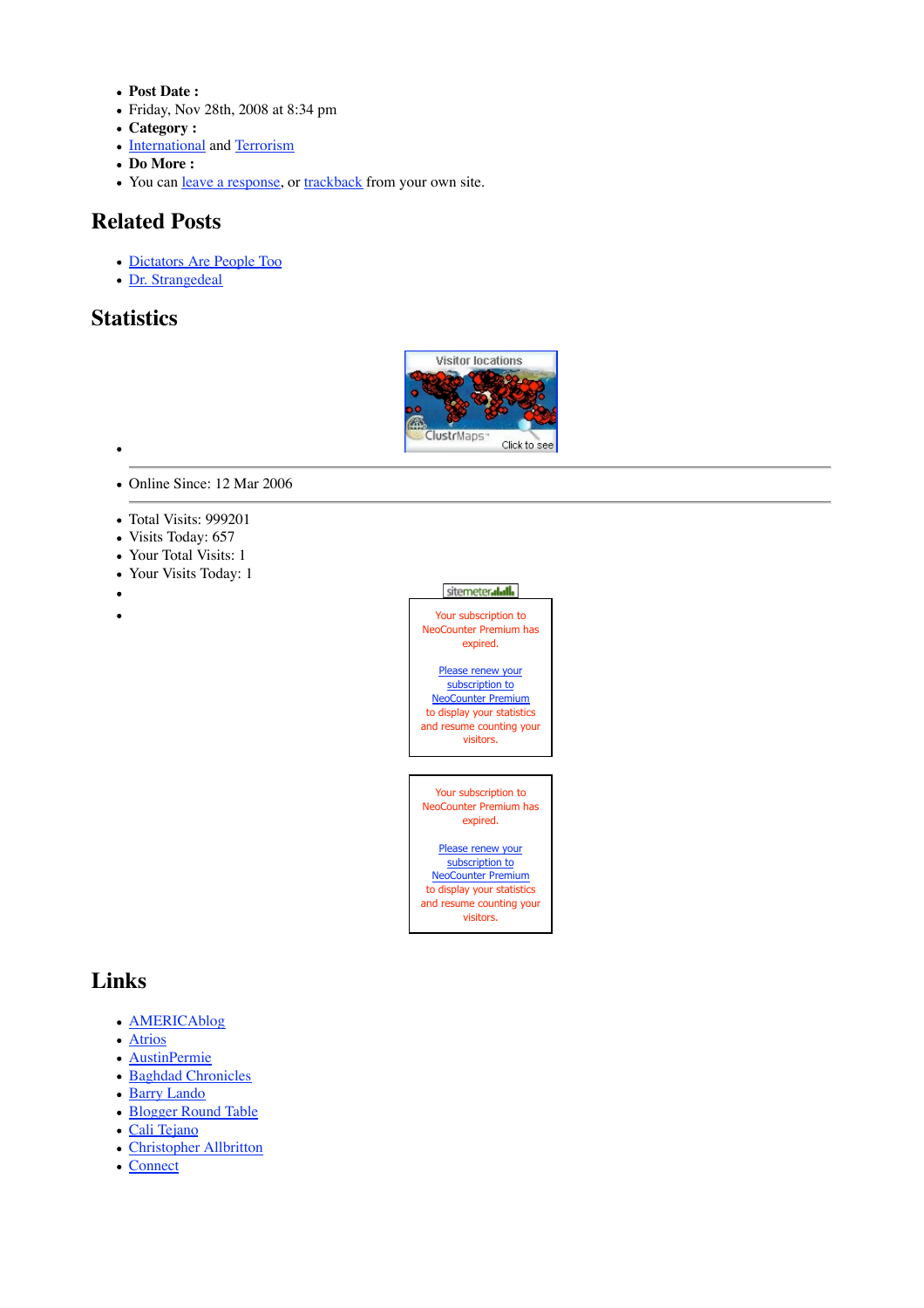- **Post Date :**
- Friday, Nov 28th, 2008 at 8:34 pm
- **Category :**
- International and Terrorism
- **Do More :**
- You can leave a response, or trackback from your own site.

## Related Posts

- Dictators Are People Too
- Dr. Strangedeal

## Statistics

- Visitor locations ClustrMaps Click to see

---

- Online Since: 12 Mar 2006

---

- Total Visits: 999201
- Visits Today: 657
- Your Total Visits: 1
- Your Visits Today: 1
- sitemeter
- Your subscription to NeoCounter Premium has expired.

  Please renew your subscription to NeoCounter Premium to display your statistics and resume counting your visitors.

  Your subscription to NeoCounter Premium has expired.

  Please renew your subscription to NeoCounter Premium to display your statistics and resume counting your visitors.

## Links

- AMERICAblog
- Atrios
- AustinPermie
- Baghdad Chronicles
- Barry Lando
- Blogger Round Table
- Cali Tejano
- Christopher Allbritton
- Connect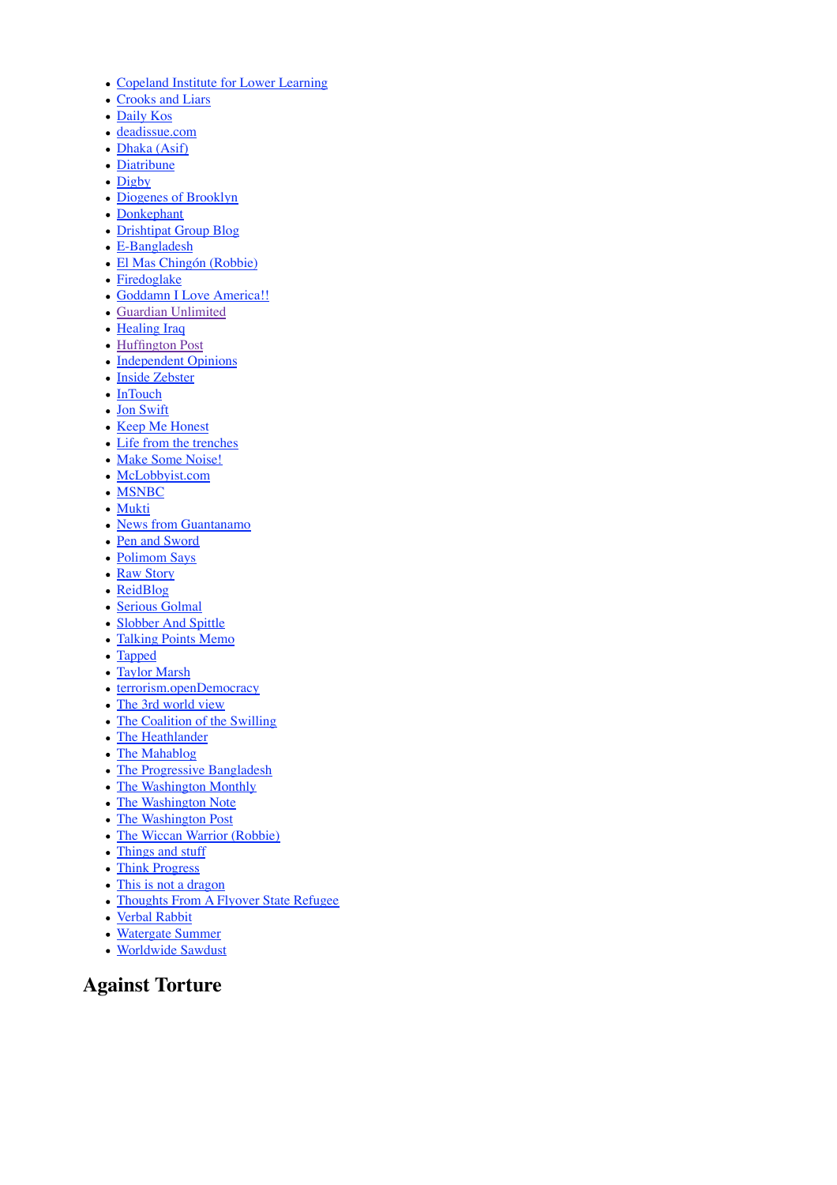- Copeland Institute for Lower Learning
- Crooks and Liars
- Daily Kos
- deadissue.com
- Dhaka (Asif)
- Diatribune
- Digby
- Diogenes of Brooklyn
- Donkephant
- Drishtipat Group Blog
- E-Bangladesh
- El Mas Chingón (Robbie)
- Firedoglake
- Goddamn I Love America!!
- Guardian Unlimited
- Healing Iraq
- Huffington Post
- Independent Opinions
- Inside Zebster
- InTouch
- Jon Swift
- Keep Me Honest
- Life from the trenches
- Make Some Noise!
- McLobbyist.com
- MSNBC
- Mukti
- News from Guantanamo
- Pen and Sword
- Polimom Says
- Raw Story
- ReidBlog
- Serious Golmal
- Slobber And Spittle
- Talking Points Memo
- Tapped
- Taylor Marsh
- terrorism.openDemocracy
- The 3rd world view
- The Coalition of the Swilling
- The Heathlander
- The Mahablog
- The Progressive Bangladesh
- The Washington Monthly
- The Washington Note
- The Washington Post
- The Wiccan Warrior (Robbie)
- Things and stuff
- Think Progress
- This is not a dragon
- Thoughts From A Flyover State Refugee
- Verbal Rabbit
- Watergate Summer
- Worldwide Sawdust

## Against Torture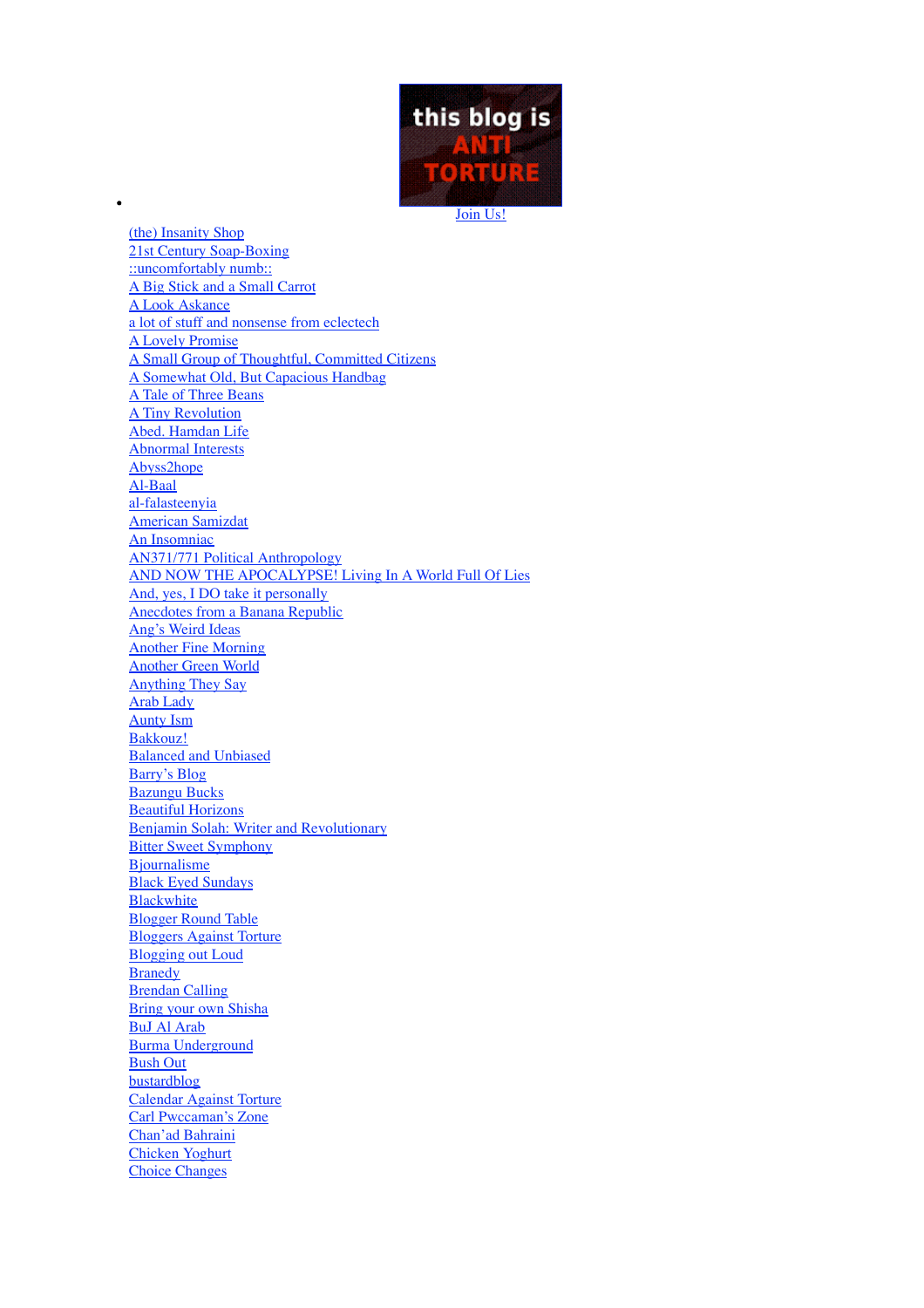- this blog is ANTI TORTURE

  Join Us!

  (the) Insanity Shop
  21st Century Soap-Boxing
  ::uncomfortably numb::
  A Big Stick and a Small Carrot
  A Look Askance
  a lot of stuff and nonsense from eclectech
  A Lovely Promise
  A Small Group of Thoughtful, Committed Citizens
  A Somewhat Old, But Capacious Handbag
  A Tale of Three Beans
  A Tiny Revolution
  Abed. Hamdan Life
  Abnormal Interests
  Abyss2hope
  Al-Baal
  al-falasteenyia
  American Samizdat
  An Insomniac
  AN371/771 Political Anthropology
  AND NOW THE APOCALYPSE! Living In A World Full Of Lies
  And, yes, I DO take it personally
  Anecdotes from a Banana Republic
  Ang's Weird Ideas
  Another Fine Morning
  Another Green World
  Anything They Say
  Arab Lady
  Aunty Ism
  Bakkouz!
  Balanced and Unbiased
  Barry's Blog
  Bazungu Bucks
  Beautiful Horizons
  Benjamin Solah: Writer and Revolutionary
  Bitter Sweet Symphony
  Bjournalisme
  Black Eyed Sundays
  Blackwhite
  Blogger Round Table
  Bloggers Against Torture
  Blogging out Loud
  Branedy
  Brendan Calling
  Bring your own Shisha
  BuJ Al Arab
  Burma Underground
  Bush Out
  bustardblog
  Calendar Against Torture
  Carl Pwccaman's Zone
  Chan'ad Bahraini
  Chicken Yoghurt
  Choice Changes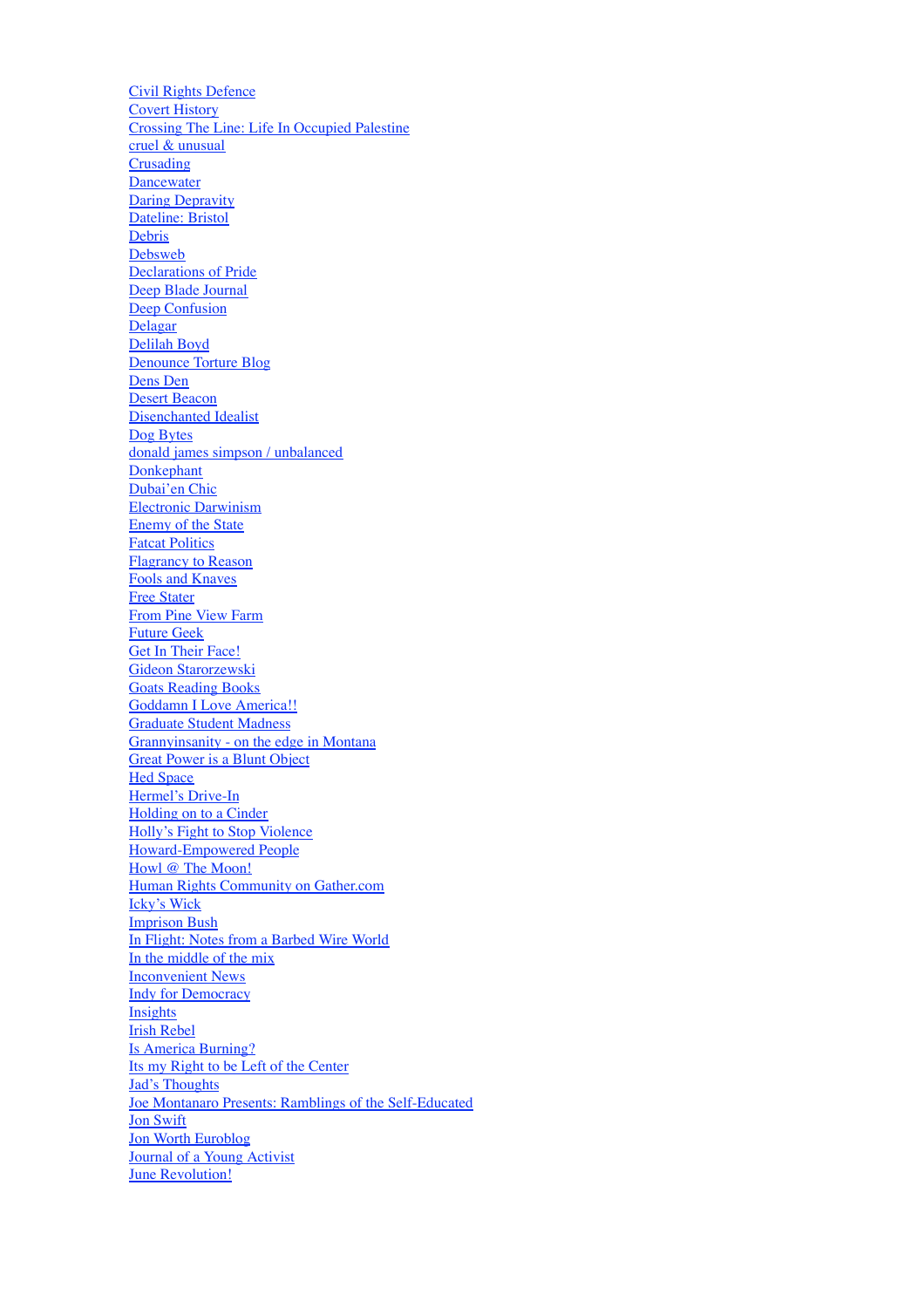Civil Rights Defence
Covert History
Crossing The Line: Life In Occupied Palestine
cruel & unusual
Crusading
Dancewater
Daring Depravity
Dateline: Bristol
Debris
Debsweb
Declarations of Pride
Deep Blade Journal
Deep Confusion
Delagar
Delilah Boyd
Denounce Torture Blog
Dens Den
Desert Beacon
Disenchanted Idealist
Dog Bytes
donald james simpson / unbalanced
Donkephant
Dubai'en Chic
Electronic Darwinism
Enemy of the State
Fatcat Politics
Flagrancy to Reason
Fools and Knaves
Free Stater
From Pine View Farm
Future Geek
Get In Their Face!
Gideon Starorzewski
Goats Reading Books
Goddamn I Love America!!
Graduate Student Madness
Grannyinsanity - on the edge in Montana
Great Power is a Blunt Object
Hed Space
Hermel's Drive-In
Holding on to a Cinder
Holly's Fight to Stop Violence
Howard-Empowered People
Howl @ The Moon!
Human Rights Community on Gather.com
Icky's Wick
Imprison Bush
In Flight: Notes from a Barbed Wire World
In the middle of the mix
Inconvenient News
Indy for Democracy
Insights
Irish Rebel
Is America Burning?
Its my Right to be Left of the Center
Jad's Thoughts
Joe Montanaro Presents: Ramblings of the Self-Educated
Jon Swift
Jon Worth Euroblog
Journal of a Young Activist
June Revolution!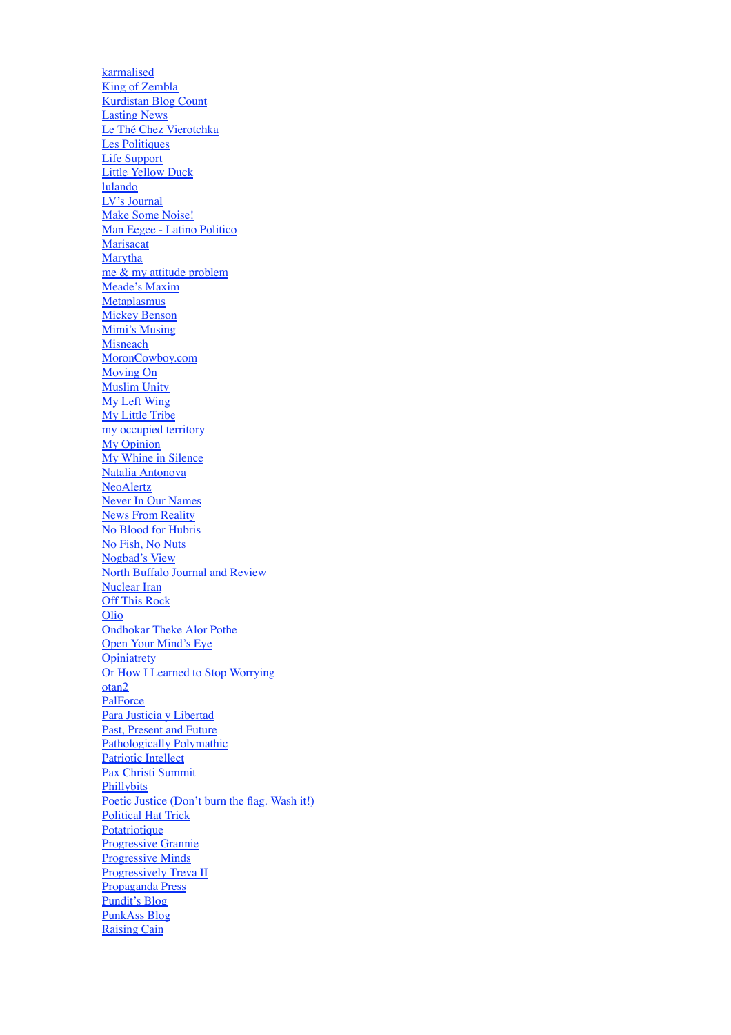karmalised  
King of Zembla  
Kurdistan Blog Count  
Lasting News  
Le Thé Chez Vierotchka  
Les Politiques  
Life Support  
Little Yellow Duck  
lulando  
LV's Journal  
Make Some Noise!  
Man Eegee - Latino Politico  
Marisacat  
Marytha  
me & my attitude problem  
Meade's Maxim  
Metaplasmus  
Mickey Benson  
Mimi's Musing  
Misneach  
MoronCowboy.com  
Moving On  
Muslim Unity  
My Left Wing  
My Little Tribe  
my occupied territory  
My Opinion  
My Whine in Silence  
Natalia Antonova  
NeoAlertz  
Never In Our Names  
News From Reality  
No Blood for Hubris  
No Fish, No Nuts  
Nogbad's View  
North Buffalo Journal and Review  
Nuclear Iran  
Off This Rock  
Olio  
Ondhokar Theke Alor Pothe  
Open Your Mind's Eye  
Opiniatrety  
Or How I Learned to Stop Worrying  
otan2  
PalForce  
Para Justicia y Libertad  
Past, Present and Future  
Pathologically Polymathic  
Patriotic Intellect  
Pax Christi Summit  
Phillybits  
Poetic Justice (Don't burn the flag. Wash it!)  
Political Hat Trick  
Potatriotique  
Progressive Grannie  
Progressive Minds  
Progressively Treva II  
Propaganda Press  
Pundit's Blog  
PunkAss Blog  
Raising Cain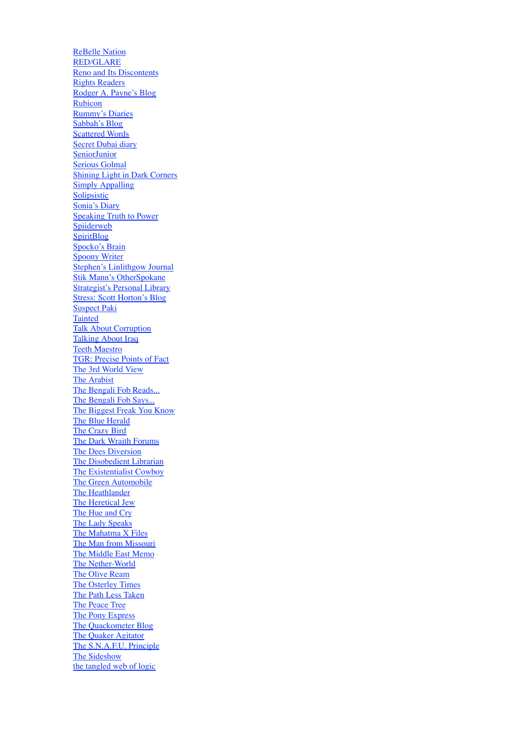ReBelle Nation
RED/GLARE
Reno and Its Discontents
Rights Readers
Rodger A. Payne's Blog
Rubicon
Rummy's Diaries
Sabbah's Blog
Scattered Words
Secret Dubai diary
SeniorJunior
Serious Golmal
Shining Light in Dark Corners
Simply Appalling
Solipsistic
Sonia's Diary
Speaking Truth to Power
Spiiderweb
SpiritBlog
Spocko's Brain
Spoony Writer
Stephen's Linlithgow Journal
Stik Mann's OtherSpokane
Strategist's Personal Library
Stress: Scott Horton's Blog
Suspect Paki
Tainted
Talk About Corruption
Talking About Iraq
Teeth Maestro
TGR: Precise Points of Fact
The 3rd World View
The Arabist
The Bengali Fob Reads...
The Bengali Fob Says...
The Biggest Freak You Know
The Blue Herald
The Crazy Bird
The Dark Wraith Forums
The Dees Diversion
The Disobedient Librarian
The Existentialist Cowboy
The Green Automobile
The Heathlander
The Heretical Jew
The Hue and Cry
The Lady Speaks
The Mahatma X Files
The Man from Missouri
The Middle East Memo
The Nether-World
The Olive Ream
The Osterley Times
The Path Less Taken
The Peace Tree
The Pony Express
The Quackometer Blog
The Quaker Agitator
The S.N.A.F.U. Principle
The Sideshow
the tangled web of logic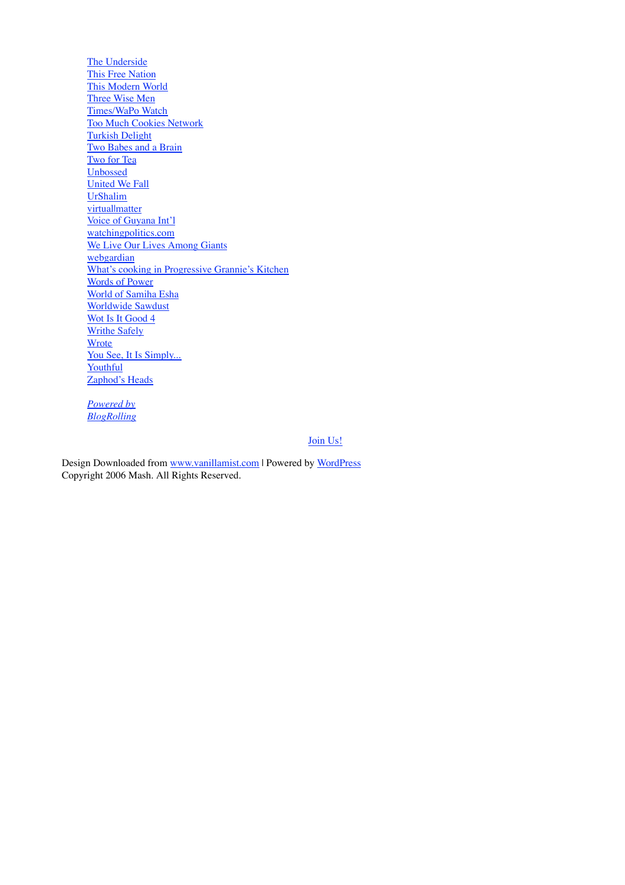The Underside
This Free Nation
This Modern World
Three Wise Men
Times/WaPo Watch
Too Much Cookies Network
Turkish Delight
Two Babes and a Brain
Two for Tea
Unbossed
United We Fall
UrShalim
virtuallmatter
Voice of Guyana Int'l
watchingpolitics.com
We Live Our Lives Among Giants
webgardian
What's cooking in Progressive Grannie's Kitchen
Words of Power
World of Samiha Esha
Worldwide Sawdust
Wot Is It Good 4
Writhe Safely
Wrote
You See, It Is Simply...
Youthful
Zaphod's Heads

*Powered by BlogRolling*

Join Us!

Design Downloaded from www.vanillamist.com | Powered by WordPress
Copyright 2006 Mash. All Rights Reserved.